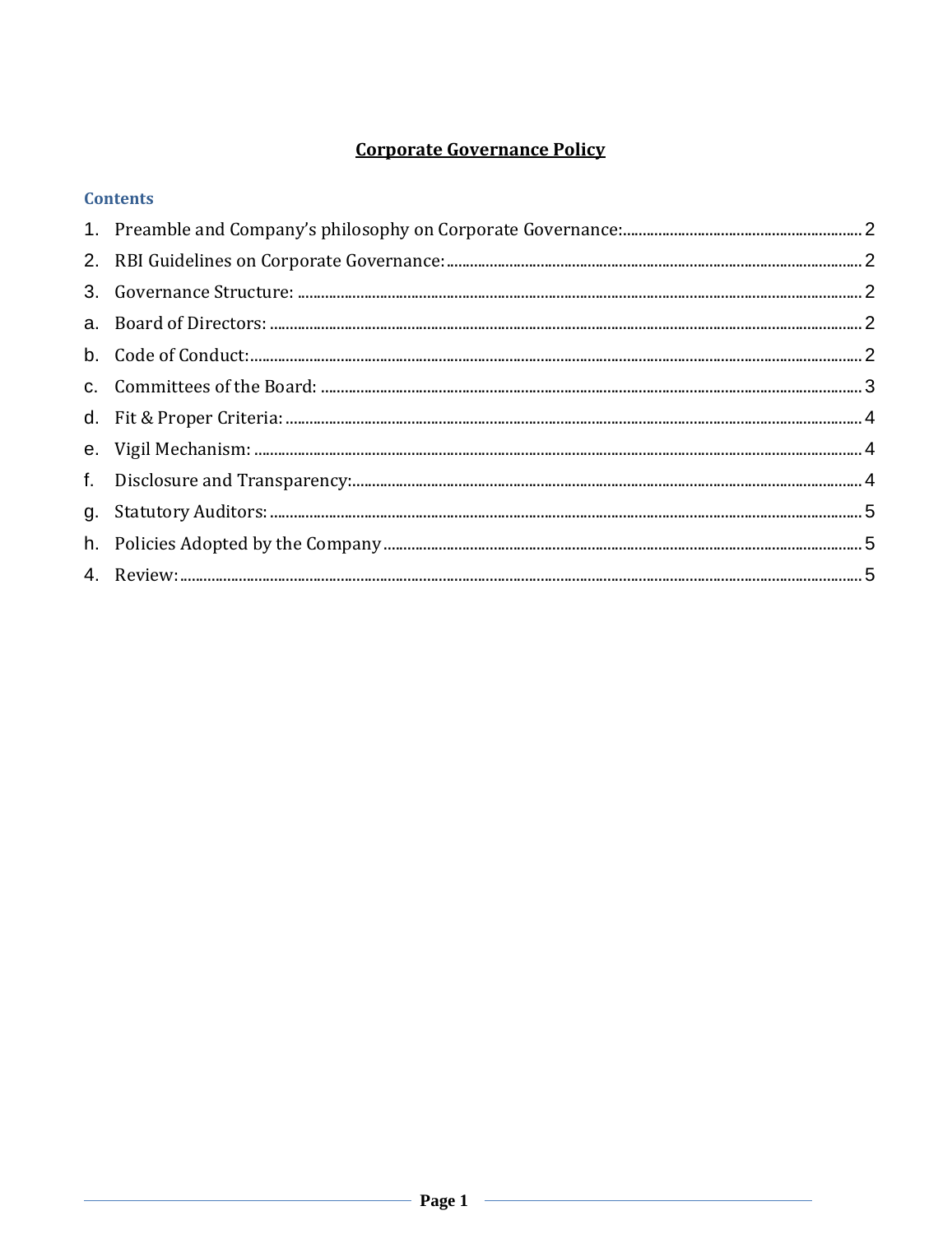# Corporate Governance Policy

## Contents

1. Preamble and Company's philosophy on Corporate Governance: 2
2. RBI Guidelines on Corporate Governance: 2
3. Governance Structure: 2
   a. Board of Directors: 2
   b. Code of Conduct: 2
   c. Committees of the Board: 3
   d. Fit & Proper Criteria: 4
   e. Vigil Mechanism: 4
   f. Disclosure and Transparency: 4
   g. Statutory Auditors: 5
   h. Policies Adopted by the Company 5
4. Review: 5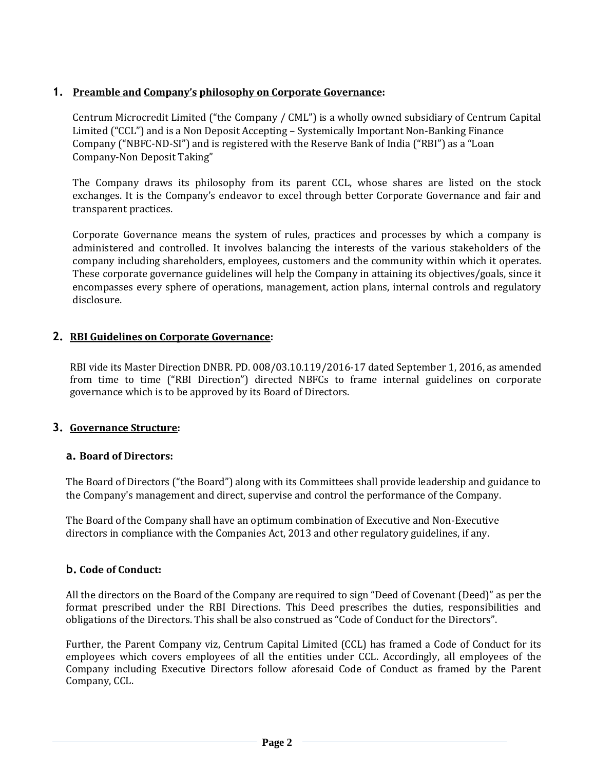## 1. Preamble and Company's philosophy on Corporate Governance:

Centrum Microcredit Limited ("the Company / CML") is a wholly owned subsidiary of Centrum Capital Limited ("CCL") and is a Non Deposit Accepting – Systemically Important Non-Banking Finance Company ("NBFC-ND-SI") and is registered with the Reserve Bank of India ("RBI") as a "Loan Company-Non Deposit Taking"

The Company draws its philosophy from its parent CCL, whose shares are listed on the stock exchanges. It is the Company's endeavor to excel through better Corporate Governance and fair and transparent practices.

Corporate Governance means the system of rules, practices and processes by which a company is administered and controlled. It involves balancing the interests of the various stakeholders of the company including shareholders, employees, customers and the community within which it operates. These corporate governance guidelines will help the Company in attaining its objectives/goals, since it encompasses every sphere of operations, management, action plans, internal controls and regulatory disclosure.

## 2. RBI Guidelines on Corporate Governance:

RBI vide its Master Direction DNBR. PD. 008/03.10.119/2016-17 dated September 1, 2016, as amended from time to time ("RBI Direction") directed NBFCs to frame internal guidelines on corporate governance which is to be approved by its Board of Directors.

## 3. Governance Structure:

### a. Board of Directors:

The Board of Directors ("the Board") along with its Committees shall provide leadership and guidance to the Company's management and direct, supervise and control the performance of the Company.

The Board of the Company shall have an optimum combination of Executive and Non-Executive directors in compliance with the Companies Act, 2013 and other regulatory guidelines, if any.

### b. Code of Conduct:

All the directors on the Board of the Company are required to sign "Deed of Covenant (Deed)" as per the format prescribed under the RBI Directions. This Deed prescribes the duties, responsibilities and obligations of the Directors. This shall be also construed as "Code of Conduct for the Directors".

Further, the Parent Company viz, Centrum Capital Limited (CCL) has framed a Code of Conduct for its employees which covers employees of all the entities under CCL. Accordingly, all employees of the Company including Executive Directors follow aforesaid Code of Conduct as framed by the Parent Company, CCL.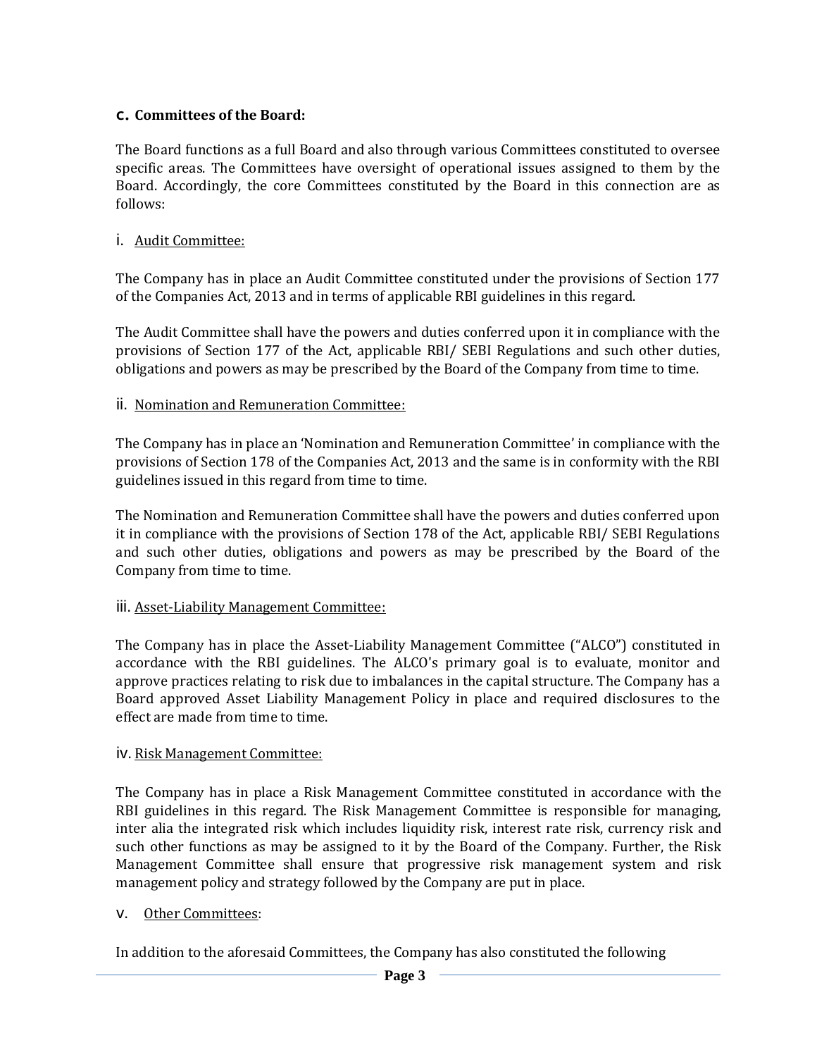### c. Committees of the Board:

The Board functions as a full Board and also through various Committees constituted to oversee specific areas. The Committees have oversight of operational issues assigned to them by the Board. Accordingly, the core Committees constituted by the Board in this connection are as follows:

i. Audit Committee:

The Company has in place an Audit Committee constituted under the provisions of Section 177 of the Companies Act, 2013 and in terms of applicable RBI guidelines in this regard.

The Audit Committee shall have the powers and duties conferred upon it in compliance with the provisions of Section 177 of the Act, applicable RBI/ SEBI Regulations and such other duties, obligations and powers as may be prescribed by the Board of the Company from time to time.

ii. Nomination and Remuneration Committee:

The Company has in place an 'Nomination and Remuneration Committee' in compliance with the provisions of Section 178 of the Companies Act, 2013 and the same is in conformity with the RBI guidelines issued in this regard from time to time.

The Nomination and Remuneration Committee shall have the powers and duties conferred upon it in compliance with the provisions of Section 178 of the Act, applicable RBI/ SEBI Regulations and such other duties, obligations and powers as may be prescribed by the Board of the Company from time to time.

iii. Asset-Liability Management Committee:

The Company has in place the Asset-Liability Management Committee ("ALCO") constituted in accordance with the RBI guidelines. The ALCO's primary goal is to evaluate, monitor and approve practices relating to risk due to imbalances in the capital structure. The Company has a Board approved Asset Liability Management Policy in place and required disclosures to the effect are made from time to time.

iv. Risk Management Committee:

The Company has in place a Risk Management Committee constituted in accordance with the RBI guidelines in this regard. The Risk Management Committee is responsible for managing, inter alia the integrated risk which includes liquidity risk, interest rate risk, currency risk and such other functions as may be assigned to it by the Board of the Company. Further, the Risk Management Committee shall ensure that progressive risk management system and risk management policy and strategy followed by the Company are put in place.

v. Other Committees:

In addition to the aforesaid Committees, the Company has also constituted the following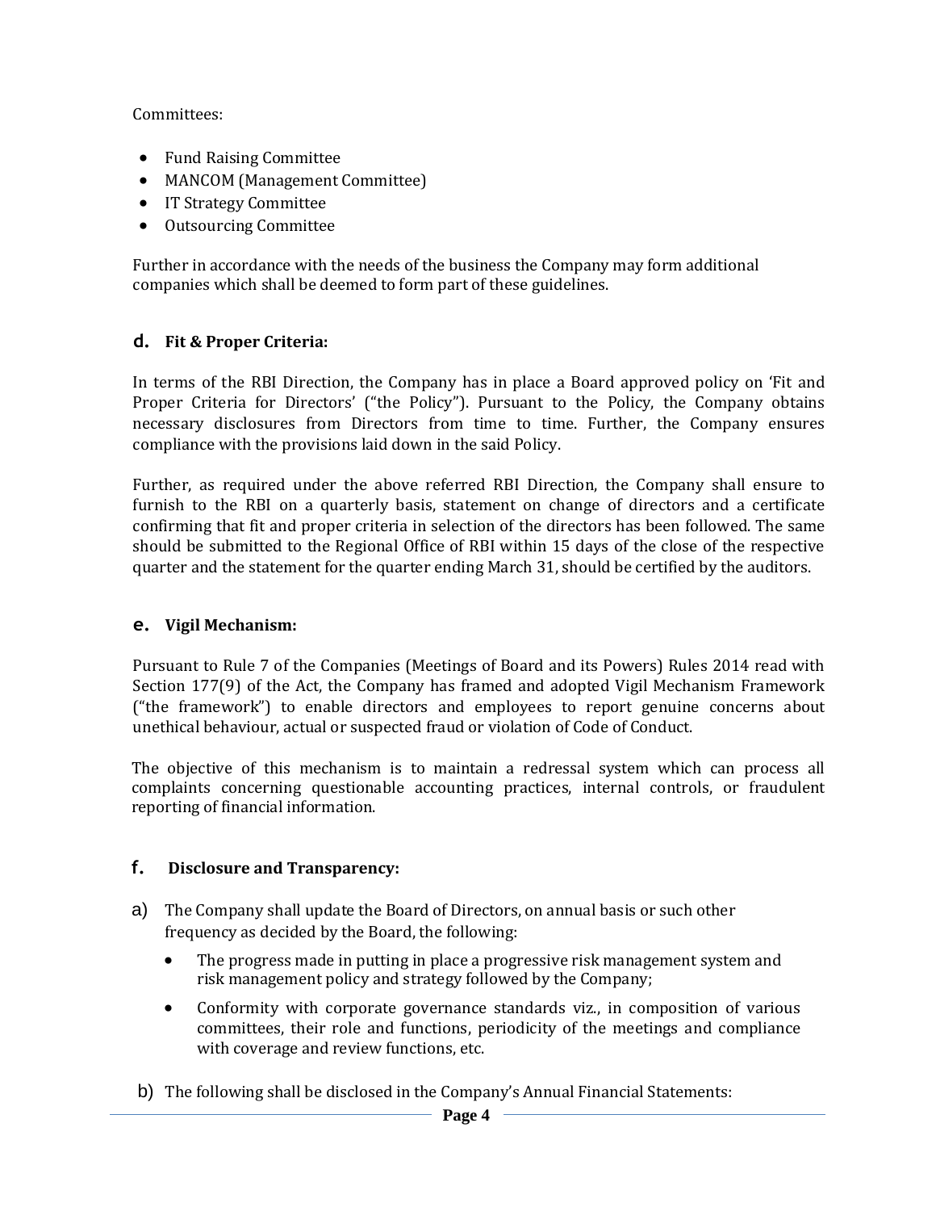Committees:

- Fund Raising Committee
- MANCOM (Management Committee)
- IT Strategy Committee
- Outsourcing Committee

Further in accordance with the needs of the business the Company may form additional companies which shall be deemed to form part of these guidelines.

### d. Fit & Proper Criteria:

In terms of the RBI Direction, the Company has in place a Board approved policy on 'Fit and Proper Criteria for Directors' ("the Policy"). Pursuant to the Policy, the Company obtains necessary disclosures from Directors from time to time. Further, the Company ensures compliance with the provisions laid down in the said Policy.

Further, as required under the above referred RBI Direction, the Company shall ensure to furnish to the RBI on a quarterly basis, statement on change of directors and a certificate confirming that fit and proper criteria in selection of the directors has been followed. The same should be submitted to the Regional Office of RBI within 15 days of the close of the respective quarter and the statement for the quarter ending March 31, should be certified by the auditors.

### e. Vigil Mechanism:

Pursuant to Rule 7 of the Companies (Meetings of Board and its Powers) Rules 2014 read with Section 177(9) of the Act, the Company has framed and adopted Vigil Mechanism Framework ("the framework") to enable directors and employees to report genuine concerns about unethical behaviour, actual or suspected fraud or violation of Code of Conduct.

The objective of this mechanism is to maintain a redressal system which can process all complaints concerning questionable accounting practices, internal controls, or fraudulent reporting of financial information.

### f. Disclosure and Transparency:

a) The Company shall update the Board of Directors, on annual basis or such other frequency as decided by the Board, the following:

- The progress made in putting in place a progressive risk management system and risk management policy and strategy followed by the Company;
- Conformity with corporate governance standards viz., in composition of various committees, their role and functions, periodicity of the meetings and compliance with coverage and review functions, etc.

b) The following shall be disclosed in the Company's Annual Financial Statements: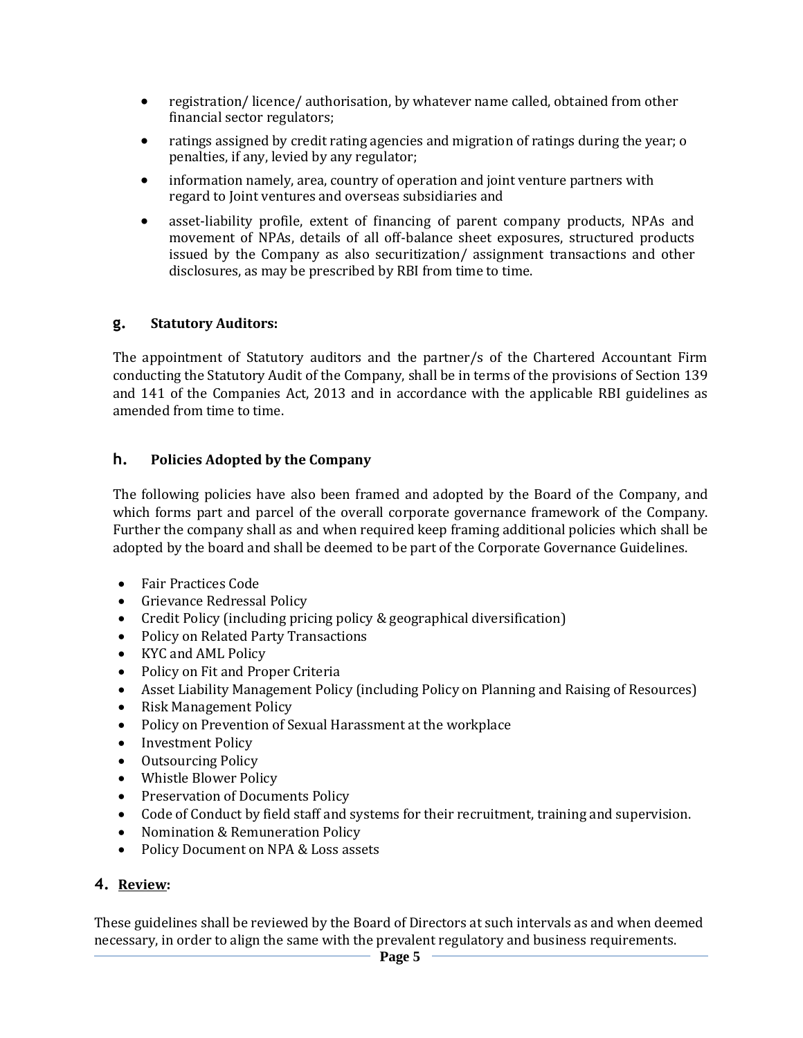- registration/ licence/ authorisation, by whatever name called, obtained from other financial sector regulators;
- ratings assigned by credit rating agencies and migration of ratings during the year; o penalties, if any, levied by any regulator;
- information namely, area, country of operation and joint venture partners with regard to Joint ventures and overseas subsidiaries and
- asset-liability profile, extent of financing of parent company products, NPAs and movement of NPAs, details of all off-balance sheet exposures, structured products issued by the Company as also securitization/ assignment transactions and other disclosures, as may be prescribed by RBI from time to time.

### g. Statutory Auditors:

The appointment of Statutory auditors and the partner/s of the Chartered Accountant Firm conducting the Statutory Audit of the Company, shall be in terms of the provisions of Section 139 and 141 of the Companies Act, 2013 and in accordance with the applicable RBI guidelines as amended from time to time.

### h. Policies Adopted by the Company

The following policies have also been framed and adopted by the Board of the Company, and which forms part and parcel of the overall corporate governance framework of the Company. Further the company shall as and when required keep framing additional policies which shall be adopted by the board and shall be deemed to be part of the Corporate Governance Guidelines.

- Fair Practices Code
- Grievance Redressal Policy
- Credit Policy (including pricing policy & geographical diversification)
- Policy on Related Party Transactions
- KYC and AML Policy
- Policy on Fit and Proper Criteria
- Asset Liability Management Policy (including Policy on Planning and Raising of Resources)
- Risk Management Policy
- Policy on Prevention of Sexual Harassment at the workplace
- Investment Policy
- Outsourcing Policy
- Whistle Blower Policy
- Preservation of Documents Policy
- Code of Conduct by field staff and systems for their recruitment, training and supervision.
- Nomination & Remuneration Policy
- Policy Document on NPA & Loss assets

## 4. <u>Review</u>:

These guidelines shall be reviewed by the Board of Directors at such intervals as and when deemed necessary, in order to align the same with the prevalent regulatory and business requirements.